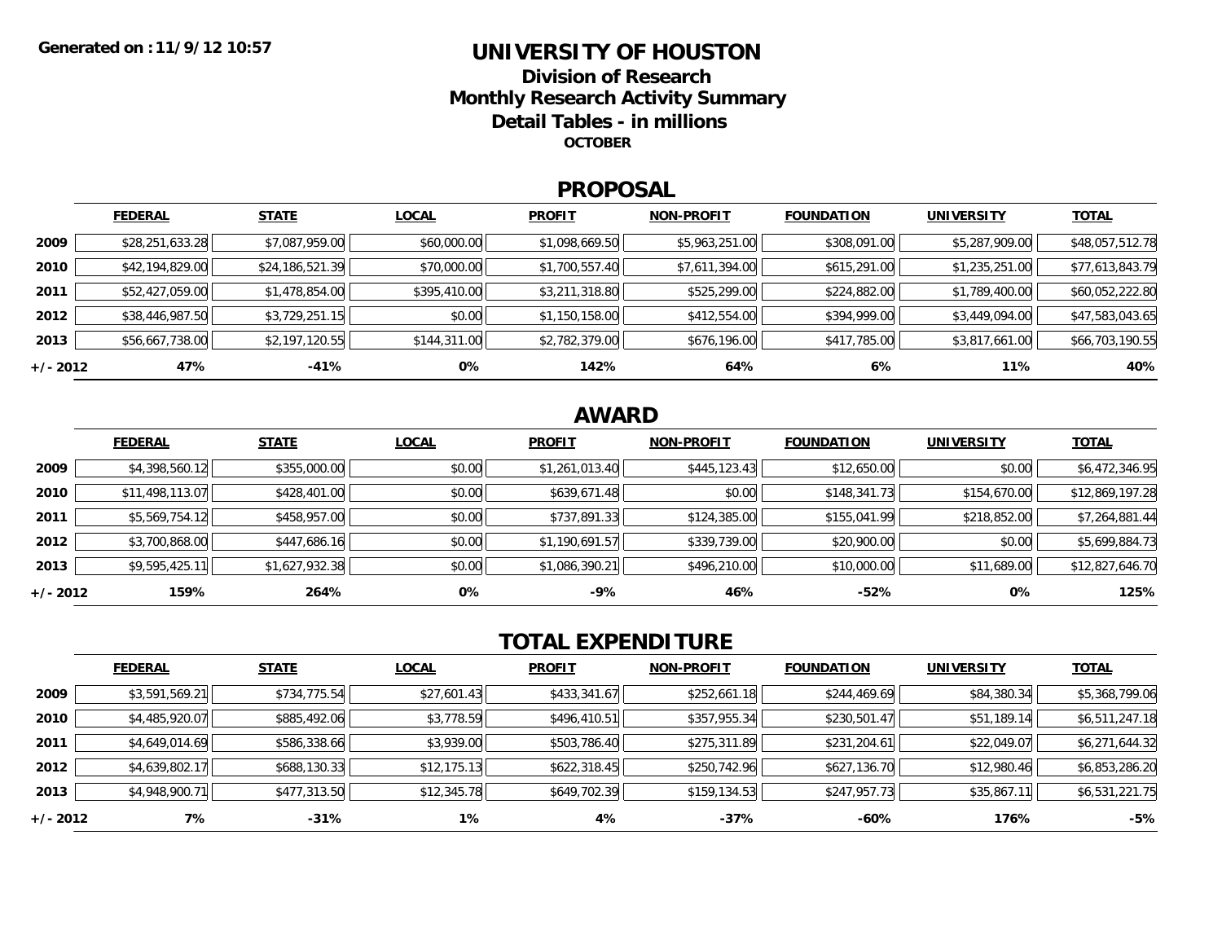Generated on :11/9/12 10:57

# UNIVERSITY OF HOUSTON

## Division of Research
## Monthly Research Activity Summary
## Detail Tables - in millions
### OCTOBER

## PROPOSAL

| | FEDERAL | STATE | LOCAL | PROFIT | NON-PROFIT | FOUNDATION | UNIVERSITY | TOTAL |
|---|---|---|---|---|---|---|---|---|
| 2009 | $28,251,633.28 | $7,087,959.00 | $60,000.00 | $1,098,669.50 | $5,963,251.00 | $308,091.00 | $5,287,909.00 | $48,057,512.78 |
| 2010 | $42,194,829.00 | $24,186,521.39 | $70,000.00 | $1,700,557.40 | $7,611,394.00 | $615,291.00 | $1,235,251.00 | $77,613,843.79 |
| 2011 | $52,427,059.00 | $1,478,854.00 | $395,410.00 | $3,211,318.80 | $525,299.00 | $224,882.00 | $1,789,400.00 | $60,052,222.80 |
| 2012 | $38,446,987.50 | $3,729,251.15 | $0.00 | $1,150,158.00 | $412,554.00 | $394,999.00 | $3,449,094.00 | $47,583,043.65 |
| 2013 | $56,667,738.00 | $2,197,120.55 | $144,311.00 | $2,782,379.00 | $676,196.00 | $417,785.00 | $3,817,661.00 | $66,703,190.55 |
| +/- 2012 | 47% | -41% | 0% | 142% | 64% | 6% | 11% | 40% |

## AWARD

| | FEDERAL | STATE | LOCAL | PROFIT | NON-PROFIT | FOUNDATION | UNIVERSITY | TOTAL |
|---|---|---|---|---|---|---|---|---|
| 2009 | $4,398,560.12 | $355,000.00 | $0.00 | $1,261,013.40 | $445,123.43 | $12,650.00 | $0.00 | $6,472,346.95 |
| 2010 | $11,498,113.07 | $428,401.00 | $0.00 | $639,671.48 | $0.00 | $148,341.73 | $154,670.00 | $12,869,197.28 |
| 2011 | $5,569,754.12 | $458,957.00 | $0.00 | $737,891.33 | $124,385.00 | $155,041.99 | $218,852.00 | $7,264,881.44 |
| 2012 | $3,700,868.00 | $447,686.16 | $0.00 | $1,190,691.57 | $339,739.00 | $20,900.00 | $0.00 | $5,699,884.73 |
| 2013 | $9,595,425.11 | $1,627,932.38 | $0.00 | $1,086,390.21 | $496,210.00 | $10,000.00 | $11,689.00 | $12,827,646.70 |
| +/- 2012 | 159% | 264% | 0% | -9% | 46% | -52% | 0% | 125% |

## TOTAL EXPENDITURE

| | FEDERAL | STATE | LOCAL | PROFIT | NON-PROFIT | FOUNDATION | UNIVERSITY | TOTAL |
|---|---|---|---|---|---|---|---|---|
| 2009 | $3,591,569.21 | $734,775.54 | $27,601.43 | $433,341.67 | $252,661.18 | $244,469.69 | $84,380.34 | $5,368,799.06 |
| 2010 | $4,485,920.07 | $885,492.06 | $3,778.59 | $496,410.51 | $357,955.34 | $230,501.47 | $51,189.14 | $6,511,247.18 |
| 2011 | $4,649,014.69 | $586,338.66 | $3,939.00 | $503,786.40 | $275,311.89 | $231,204.61 | $22,049.07 | $6,271,644.32 |
| 2012 | $4,639,802.17 | $688,130.33 | $12,175.13 | $622,318.45 | $250,742.96 | $627,136.70 | $12,980.46 | $6,853,286.20 |
| 2013 | $4,948,900.71 | $477,313.50 | $12,345.78 | $649,702.39 | $159,134.53 | $247,957.73 | $35,867.11 | $6,531,221.75 |
| +/- 2012 | 7% | -31% | 1% | 4% | -37% | -60% | 176% | -5% |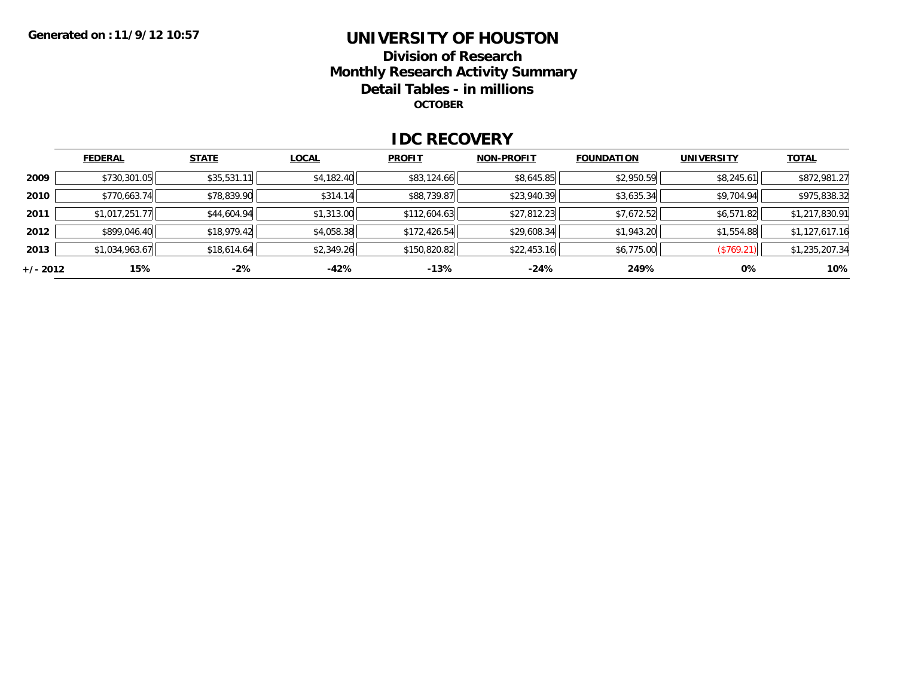Generated on : 11/9/12 10:57

# UNIVERSITY OF HOUSTON

## Division of Research
## Monthly Research Activity Summary
## Detail Tables - in millions

**OCTOBER**

## IDC RECOVERY

| | FEDERAL | STATE | LOCAL | PROFIT | NON-PROFIT | FOUNDATION | UNIVERSITY | TOTAL |
|---|---|---|---|---|---|---|---|---|
| **2009** | $730,301.05 | $35,531.11 | $4,182.40 | $83,124.66 | $8,645.85 | $2,950.59 | $8,245.61 | $872,981.27 |
| **2010** | $770,663.74 | $78,839.90 | $314.14 | $88,739.87 | $23,940.39 | $3,635.34 | $9,704.94 | $975,838.32 |
| **2011** | $1,017,251.77 | $44,604.94 | $1,313.00 | $112,604.63 | $27,812.23 | $7,672.52 | $6,571.82 | $1,217,830.91 |
| **2012** | $899,046.40 | $18,979.42 | $4,058.38 | $172,426.54 | $29,608.34 | $1,943.20 | $1,554.88 | $1,127,617.16 |
| **2013** | $1,034,963.67 | $18,614.64 | $2,349.26 | $150,820.82 | $22,453.16 | $6,775.00 | ($769.21) | $1,235,207.34 |
| **+/- 2012** | **15%** | **-2%** | **-42%** | **-13%** | **-24%** | **249%** | **0%** | **10%** |